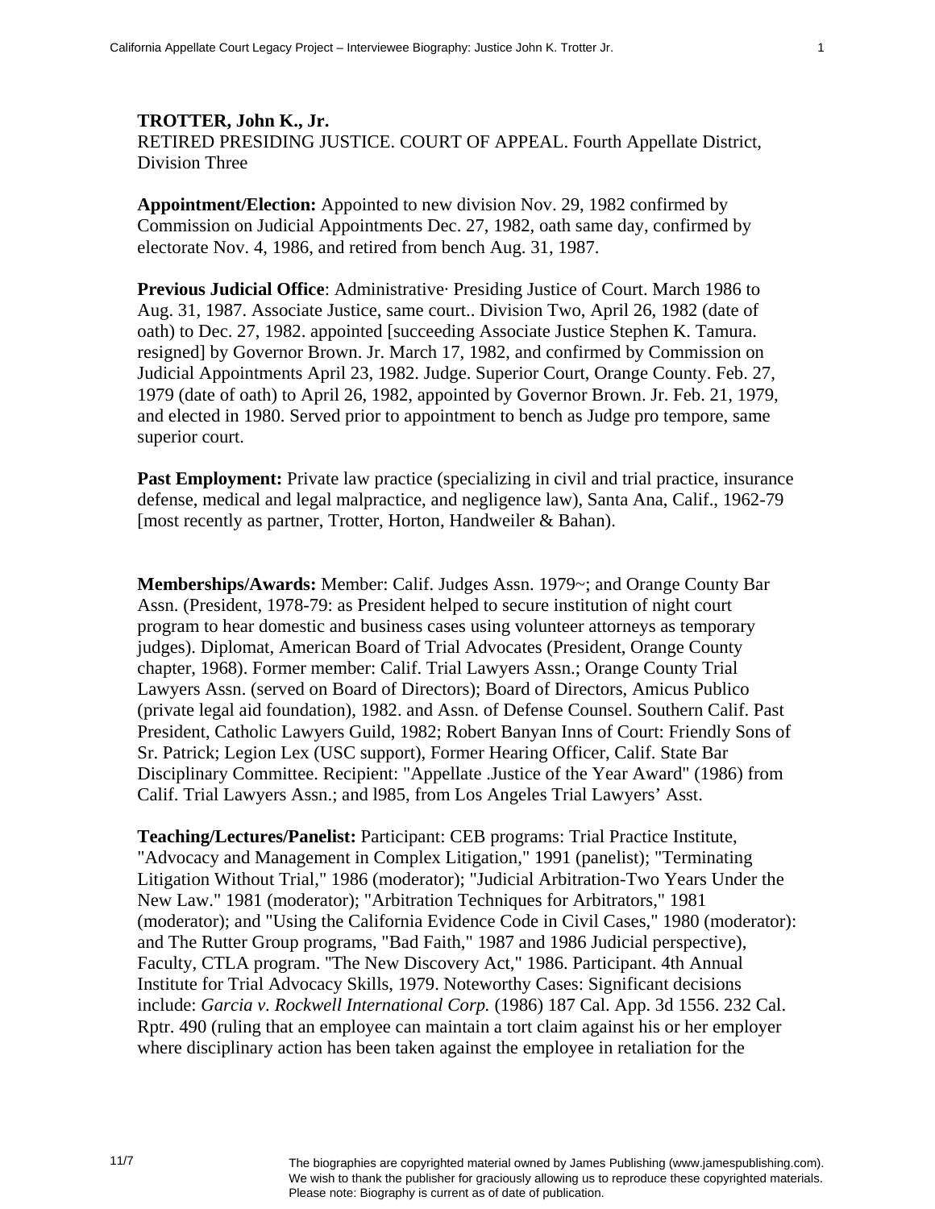**TROTTER, John K., Jr.**
RETIRED PRESIDING JUSTICE. COURT OF APPEAL. Fourth Appellate District, Division Three

**Appointment/Election:** Appointed to new division Nov. 29, 1982 confirmed by Commission on Judicial Appointments Dec. 27, 1982, oath same day, confirmed by electorate Nov. 4, 1986, and retired from bench Aug. 31, 1987.

**Previous Judicial Office**: Administrative· Presiding Justice of Court. March 1986 to Aug. 31, 1987. Associate Justice, same court.. Division Two, April 26, 1982 (date of oath) to Dec. 27, 1982. appointed [succeeding Associate Justice Stephen K. Tamura. resigned] by Governor Brown. Jr. March 17, 1982, and confirmed by Commission on Judicial Appointments April 23, 1982. Judge. Superior Court, Orange County. Feb. 27, 1979 (date of oath) to April 26, 1982, appointed by Governor Brown. Jr. Feb. 21, 1979, and elected in 1980. Served prior to appointment to bench as Judge pro tempore, same superior court.

**Past Employment:** Private law practice (specializing in civil and trial practice, insurance defense, medical and legal malpractice, and negligence law), Santa Ana, Calif., 1962-79 [most recently as partner, Trotter, Horton, Handweiler & Bahan).

**Memberships/Awards:** Member: Calif. Judges Assn. 1979~; and Orange County Bar Assn. (President, 1978-79: as President helped to secure institution of night court program to hear domestic and business cases using volunteer attorneys as temporary judges). Diplomat, American Board of Trial Advocates (President, Orange County chapter, 1968). Former member: Calif. Trial Lawyers Assn.; Orange County Trial Lawyers Assn. (served on Board of Directors); Board of Directors, Amicus Publico (private legal aid foundation), 1982. and Assn. of Defense Counsel. Southern Calif. Past President, Catholic Lawyers Guild, 1982; Robert Banyan Inns of Court: Friendly Sons of Sr. Patrick; Legion Lex (USC support), Former Hearing Officer, Calif. State Bar Disciplinary Committee. Recipient: "Appellate .Justice of the Year Award" (1986) from Calif. Trial Lawyers Assn.; and l985, from Los Angeles Trial Lawyers' Asst.

**Teaching/Lectures/Panelist:** Participant: CEB programs: Trial Practice Institute, "Advocacy and Management in Complex Litigation," 1991 (panelist); "Terminating Litigation Without Trial," 1986 (moderator); "Judicial Arbitration-Two Years Under the New Law." 1981 (moderator); "Arbitration Techniques for Arbitrators," 1981 (moderator); and "Using the California Evidence Code in Civil Cases," 1980 (moderator): and The Rutter Group programs, "Bad Faith," 1987 and 1986 Judicial perspective), Faculty, CTLA program. "The New Discovery Act," 1986. Participant. 4th Annual Institute for Trial Advocacy Skills, 1979. Noteworthy Cases: Significant decisions include: *Garcia v. Rockwell International Corp.* (1986) 187 Cal. App. 3d 1556. 232 Cal. Rptr. 490 (ruling that an employee can maintain a tort claim against his or her employer where disciplinary action has been taken against the employee in retaliation for the

The biographies are copyrighted material owned by James Publishing (www.jamespublishing.com). We wish to thank the publisher for graciously allowing us to reproduce these copyrighted materials. Please note: Biography is current as of date of publication.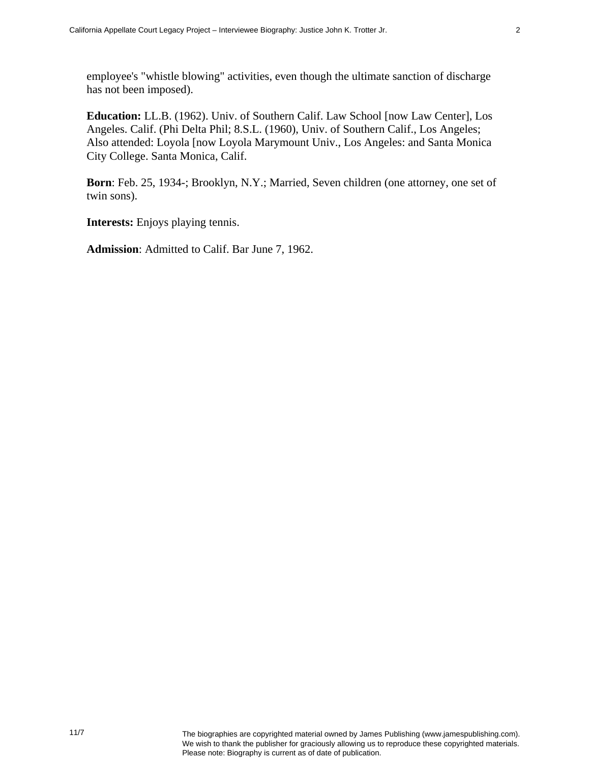employee's "whistle blowing" activities, even though the ultimate sanction of discharge has not been imposed).

**Education:** LL.B. (1962). Univ. of Southern Calif. Law School [now Law Center], Los Angeles. Calif. (Phi Delta Phil; 8.S.L. (1960), Univ. of Southern Calif., Los Angeles; Also attended: Loyola [now Loyola Marymount Univ., Los Angeles: and Santa Monica City College. Santa Monica, Calif.

**Born**: Feb. 25, 1934-; Brooklyn, N.Y.; Married, Seven children (one attorney, one set of twin sons).

**Interests:** Enjoys playing tennis.

**Admission**: Admitted to Calif. Bar June 7, 1962.

11/7

The biographies are copyrighted material owned by James Publishing (www.jamespublishing.com). We wish to thank the publisher for graciously allowing us to reproduce these copyrighted materials. Please note: Biography is current as of date of publication.